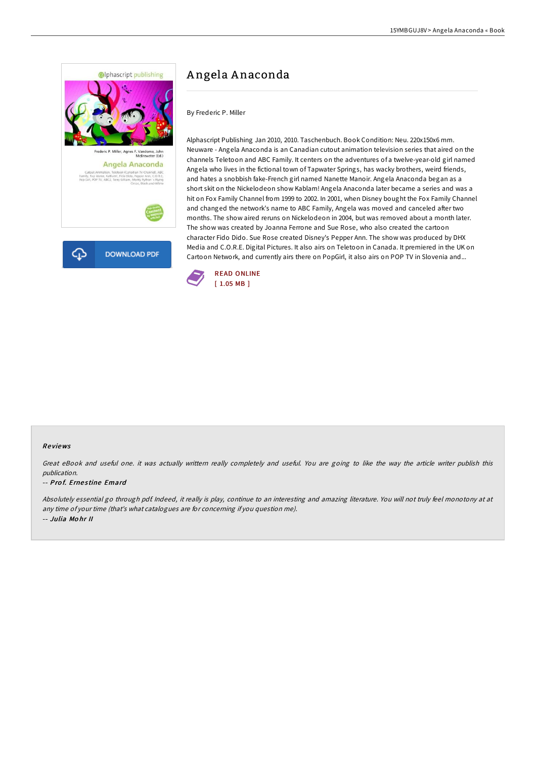# Angela Anaconda

By Frederic P. Miller

Alphascript Publishing Jan 2010, 2010. Taschenbuch. Book Condition: Neu. 220x150x6 mm. Neuware - Angela Anaconda is an Canadian cutout animation television series that aired on the channels Teletoon and ABC Family. It centers on the adventures of a twelve-year-old girl named Angela who lives in the fictional town of Tapwater Springs, has wacky brothers, weird friends, and hates a snobbish fake-French girl named Nanette Manoir. Angela Anaconda began as a short skit on the Nickelodeon show Kablam! Angela Anaconda later became a series and was a hit on Fox Family Channel from 1999 to 2002. In 2001, when Disney bought the Fox Family Channel and changed the network's name to ABC Family, Angela was moved and canceled after two months. The show aired reruns on Nickelodeon in 2004, but was removed about a month later. The show was created by Joanna Ferrone and Sue Rose, who also created the cartoon character Fido Dido. Sue Rose created Disney's Pepper Ann. The show was produced by DHX Media and C.O.R.E. Digital Pictures. It also airs on Teletoon in Canada. It premiered in the UK on Cartoon Network, and currently airs there on PopGirl, it also airs on POP TV in Slovenia and...

DOWNLOAD PDF

READ ONLINE
[ 1.05 MB ]

## Reviews

*Great eBook and useful one. it was actually writtern really completely and useful. You are going to like the way the article writer publish this publication.*

*-- Prof. Ernestine Emard*

*Absolutely essential go through pdf. Indeed, it really is play, continue to an interesting and amazing literature. You will not truly feel monotony at at any time of your time (that's what catalogues are for concerning if you question me).*

*-- Julia Mohr II*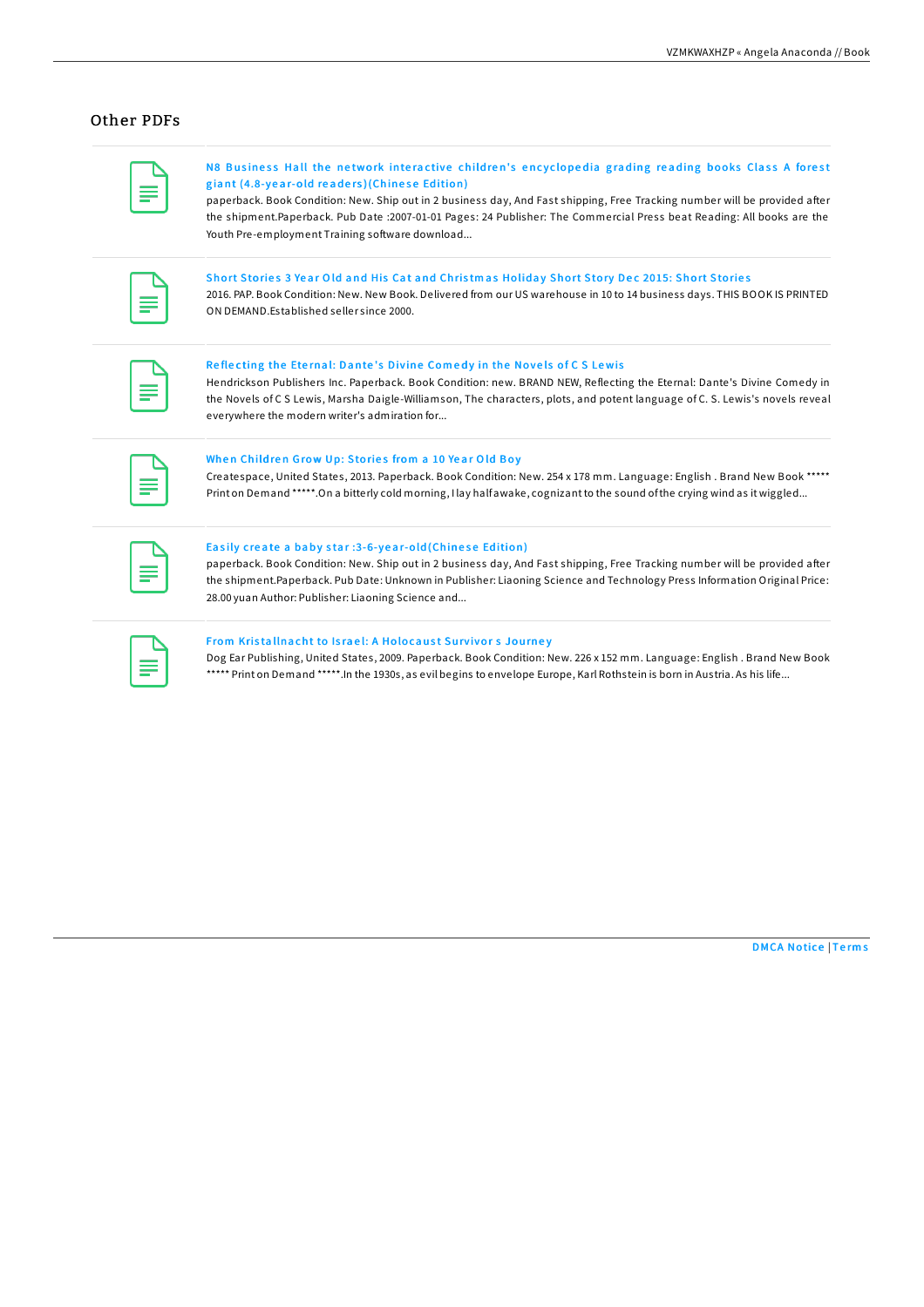## Other PDFs

**N8 Business Hall the network interactive children's encyclopedia grading reading books Class A forest giant (4.8-year-old readers)(Chinese Edition)**

paperback. Book Condition: New. Ship out in 2 business day, And Fast shipping, Free Tracking number will be provided after the shipment.Paperback. Pub Date :2007-01-01 Pages: 24 Publisher: The Commercial Press beat Reading: All books are the Youth Pre-employment Training software download...

**Short Stories 3 Year Old and His Cat and Christmas Holiday Short Story Dec 2015: Short Stories**

2016. PAP. Book Condition: New. New Book. Delivered from our US warehouse in 10 to 14 business days. THIS BOOK IS PRINTED ON DEMAND.Established seller since 2000.

**Reflecting the Eternal: Dante's Divine Comedy in the Novels of C S Lewis**

Hendrickson Publishers Inc. Paperback. Book Condition: new. BRAND NEW, Reflecting the Eternal: Dante's Divine Comedy in the Novels of C S Lewis, Marsha Daigle-Williamson, The characters, plots, and potent language of C. S. Lewis's novels reveal everywhere the modern writer's admiration for...

**When Children Grow Up: Stories from a 10 Year Old Boy**

Createspace, United States, 2013. Paperback. Book Condition: New. 254 x 178 mm. Language: English . Brand New Book ***** Print on Demand *****.On a bitterly cold morning, I lay half awake, cognizant to the sound of the crying wind as it wiggled...

**Easily create a baby star :3-6-year-old(Chinese Edition)**

paperback. Book Condition: New. Ship out in 2 business day, And Fast shipping, Free Tracking number will be provided after the shipment.Paperback. Pub Date: Unknown in Publisher: Liaoning Science and Technology Press Information Original Price: 28.00 yuan Author: Publisher: Liaoning Science and...

**From Kristallnacht to Israel: A Holocaust Survivor s Journey**

Dog Ear Publishing, United States, 2009. Paperback. Book Condition: New. 226 x 152 mm. Language: English . Brand New Book ***** Print on Demand *****.In the 1930s, as evil begins to envelope Europe, Karl Rothstein is born in Austria. As his life...